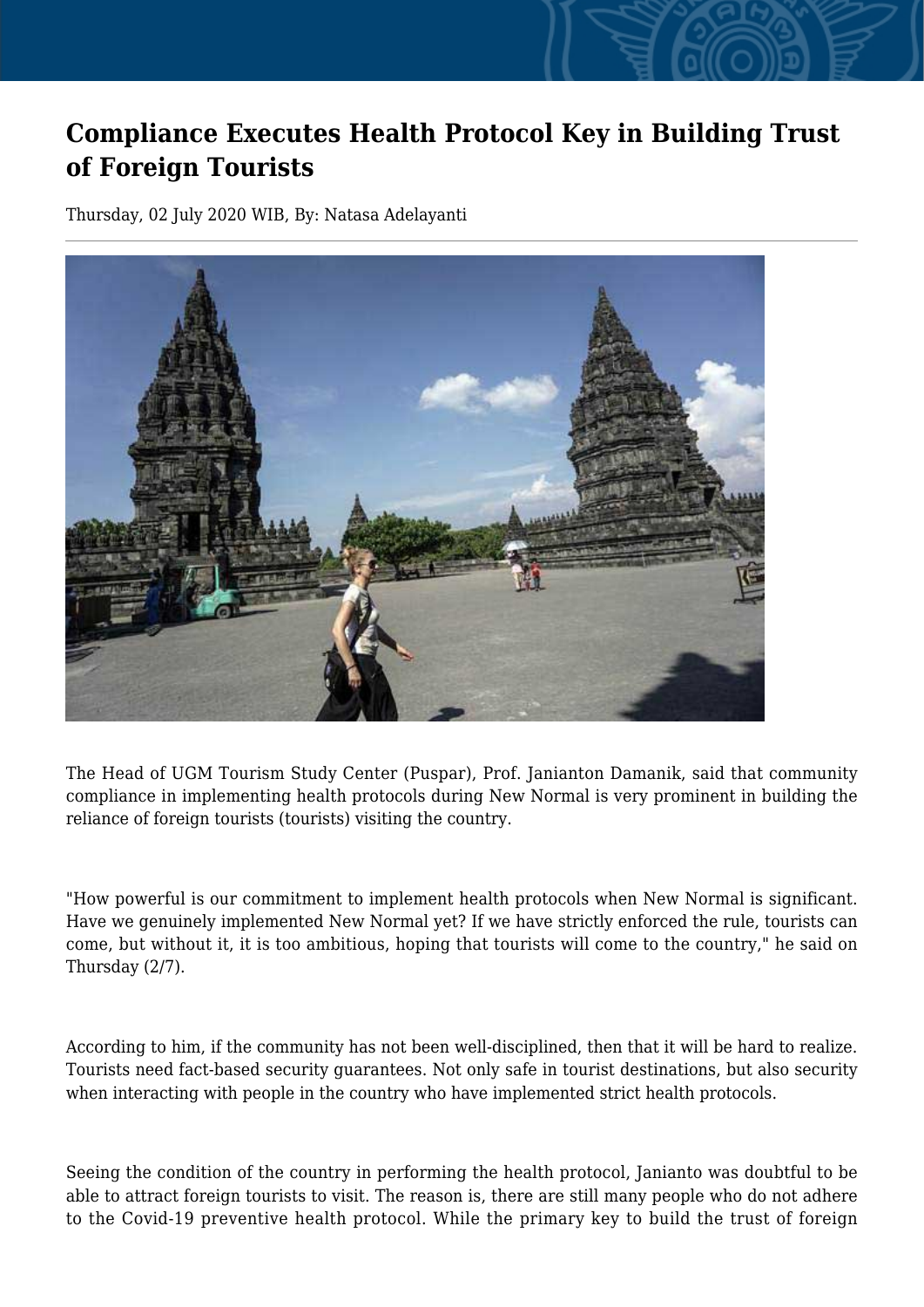# Compliance Executes Health Protocol Key in Building Trust of Foreign Tourists

Thursday, 02 July 2020 WIB, By: Natasa Adelayanti

The Head of UGM Tourism Study Center (Puspar), Prof. Janianton Damanik, said that community compliance in implementing health protocols during New Normal is very prominent in building the reliance of foreign tourists (tourists) visiting the country.

"How powerful is our commitment to implement health protocols when New Normal is significant. Have we genuinely implemented New Normal yet? If we have strictly enforced the rule, tourists can come, but without it, it is too ambitious, hoping that tourists will come to the country," he said on Thursday (2/7).

According to him, if the community has not been well-disciplined, then that it will be hard to realize. Tourists need fact-based security guarantees. Not only safe in tourist destinations, but also security when interacting with people in the country who have implemented strict health protocols.

Seeing the condition of the country in performing the health protocol, Janianto was doubtful to be able to attract foreign tourists to visit. The reason is, there are still many people who do not adhere to the Covid-19 preventive health protocol. While the primary key to build the trust of foreign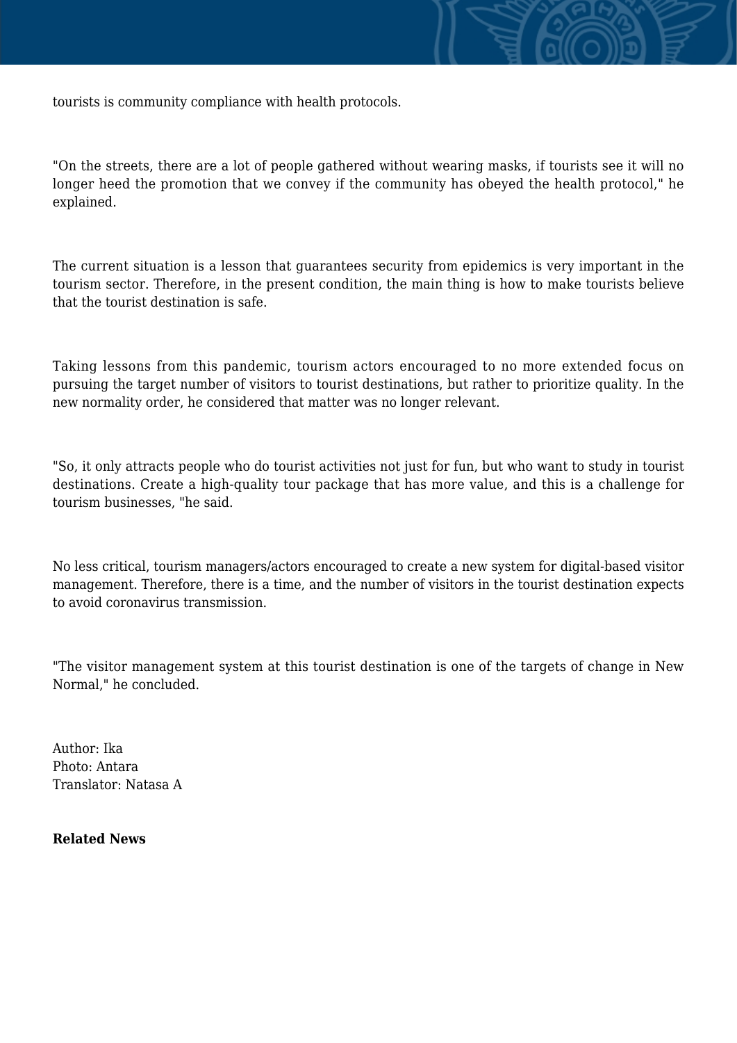tourists is community compliance with health protocols.

"On the streets, there are a lot of people gathered without wearing masks, if tourists see it will no longer heed the promotion that we convey if the community has obeyed the health protocol," he explained.

The current situation is a lesson that guarantees security from epidemics is very important in the tourism sector. Therefore, in the present condition, the main thing is how to make tourists believe that the tourist destination is safe.

Taking lessons from this pandemic, tourism actors encouraged to no more extended focus on pursuing the target number of visitors to tourist destinations, but rather to prioritize quality. In the new normality order, he considered that matter was no longer relevant.

"So, it only attracts people who do tourist activities not just for fun, but who want to study in tourist destinations. Create a high-quality tour package that has more value, and this is a challenge for tourism businesses, "he said.

No less critical, tourism managers/actors encouraged to create a new system for digital-based visitor management. Therefore, there is a time, and the number of visitors in the tourist destination expects to avoid coronavirus transmission.

"The visitor management system at this tourist destination is one of the targets of change in New Normal," he concluded.

Author: Ika
Photo: Antara
Translator: Natasa A

**Related News**